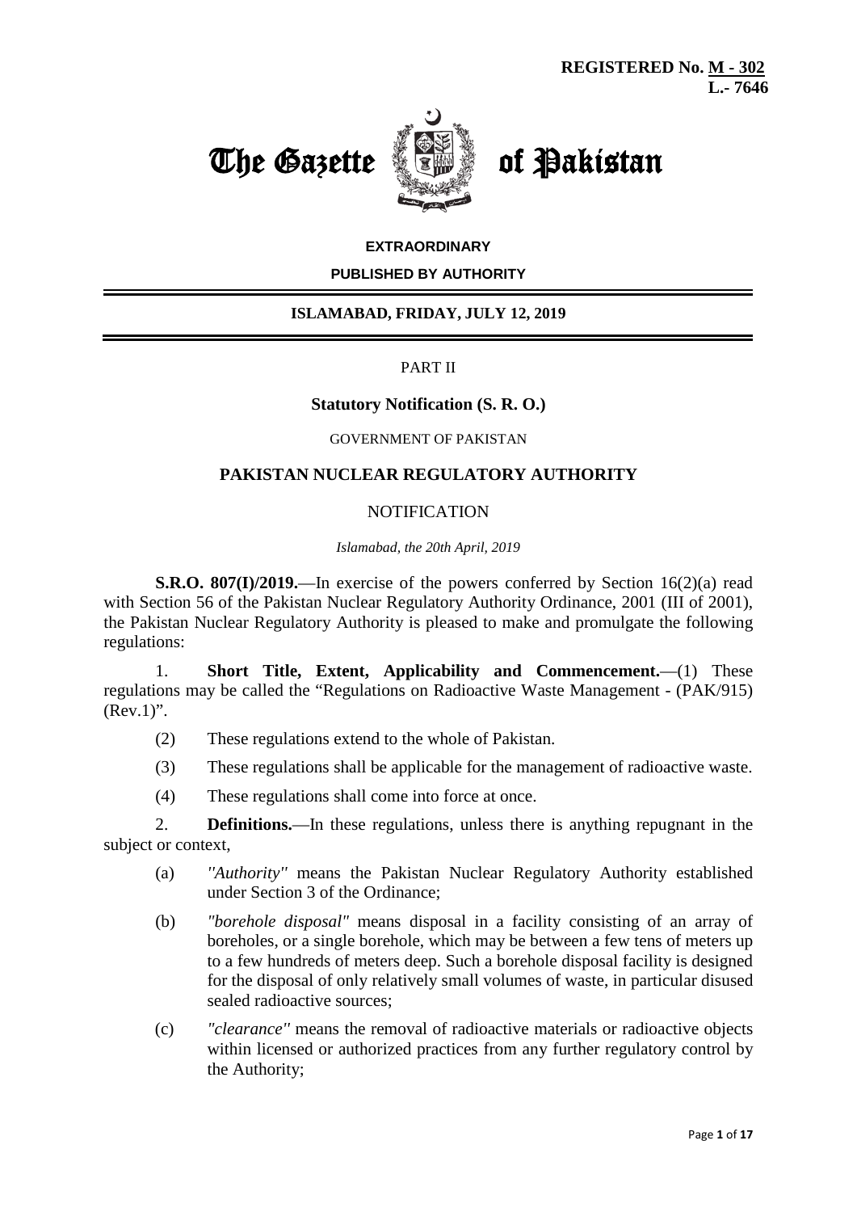**REGISTERED No. M - 302**
**L.- 7646**

# The Gazette of Pakistan

**EXTRAORDINARY**

**PUBLISHED BY AUTHORITY**

**ISLAMABAD, FRIDAY, JULY 12, 2019**

PART II

**Statutory Notification (S. R. O.)**

GOVERNMENT OF PAKISTAN

**PAKISTAN NUCLEAR REGULATORY AUTHORITY**

NOTIFICATION

*Islamabad, the 20th April, 2019*

**S.R.O. 807(I)/2019.**—In exercise of the powers conferred by Section 16(2)(a) read with Section 56 of the Pakistan Nuclear Regulatory Authority Ordinance, 2001 (III of 2001), the Pakistan Nuclear Regulatory Authority is pleased to make and promulgate the following regulations:

1. **Short Title, Extent, Applicability and Commencement.**—(1) These regulations may be called the "Regulations on Radioactive Waste Management - (PAK/915) (Rev.1)".

   (2) These regulations extend to the whole of Pakistan.

   (3) These regulations shall be applicable for the management of radioactive waste.

   (4) These regulations shall come into force at once.

2. **Definitions.**—In these regulations, unless there is anything repugnant in the subject or context,

   (a) *"Authority"* means the Pakistan Nuclear Regulatory Authority established under Section 3 of the Ordinance;

   (b) *"borehole disposal"* means disposal in a facility consisting of an array of boreholes, or a single borehole, which may be between a few tens of meters up to a few hundreds of meters deep. Such a borehole disposal facility is designed for the disposal of only relatively small volumes of waste, in particular disused sealed radioactive sources;

   (c) *"clearance"* means the removal of radioactive materials or radioactive objects within licensed or authorized practices from any further regulatory control by the Authority;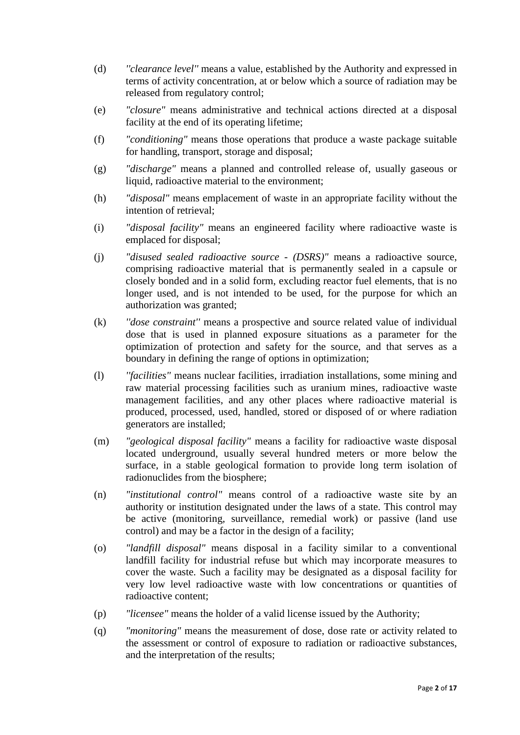(d) *"clearance level"* means a value, established by the Authority and expressed in terms of activity concentration, at or below which a source of radiation may be released from regulatory control;

(e) *"closure"* means administrative and technical actions directed at a disposal facility at the end of its operating lifetime;

(f) *"conditioning"* means those operations that produce a waste package suitable for handling, transport, storage and disposal;

(g) *"discharge"* means a planned and controlled release of, usually gaseous or liquid, radioactive material to the environment;

(h) *"disposal"* means emplacement of waste in an appropriate facility without the intention of retrieval;

(i) *"disposal facility"* means an engineered facility where radioactive waste is emplaced for disposal;

(j) *"disused sealed radioactive source - (DSRS)"* means a radioactive source, comprising radioactive material that is permanently sealed in a capsule or closely bonded and in a solid form, excluding reactor fuel elements, that is no longer used, and is not intended to be used, for the purpose for which an authorization was granted;

(k) *"dose constraint"* means a prospective and source related value of individual dose that is used in planned exposure situations as a parameter for the optimization of protection and safety for the source, and that serves as a boundary in defining the range of options in optimization;

(l) *"facilities"* means nuclear facilities, irradiation installations, some mining and raw material processing facilities such as uranium mines, radioactive waste management facilities, and any other places where radioactive material is produced, processed, used, handled, stored or disposed of or where radiation generators are installed;

(m) *"geological disposal facility"* means a facility for radioactive waste disposal located underground, usually several hundred meters or more below the surface, in a stable geological formation to provide long term isolation of radionuclides from the biosphere;

(n) *"institutional control"* means control of a radioactive waste site by an authority or institution designated under the laws of a state. This control may be active (monitoring, surveillance, remedial work) or passive (land use control) and may be a factor in the design of a facility;

(o) *"landfill disposal"* means disposal in a facility similar to a conventional landfill facility for industrial refuse but which may incorporate measures to cover the waste. Such a facility may be designated as a disposal facility for very low level radioactive waste with low concentrations or quantities of radioactive content;

(p) *"licensee"* means the holder of a valid license issued by the Authority;

(q) *"monitoring"* means the measurement of dose, dose rate or activity related to the assessment or control of exposure to radiation or radioactive substances, and the interpretation of the results;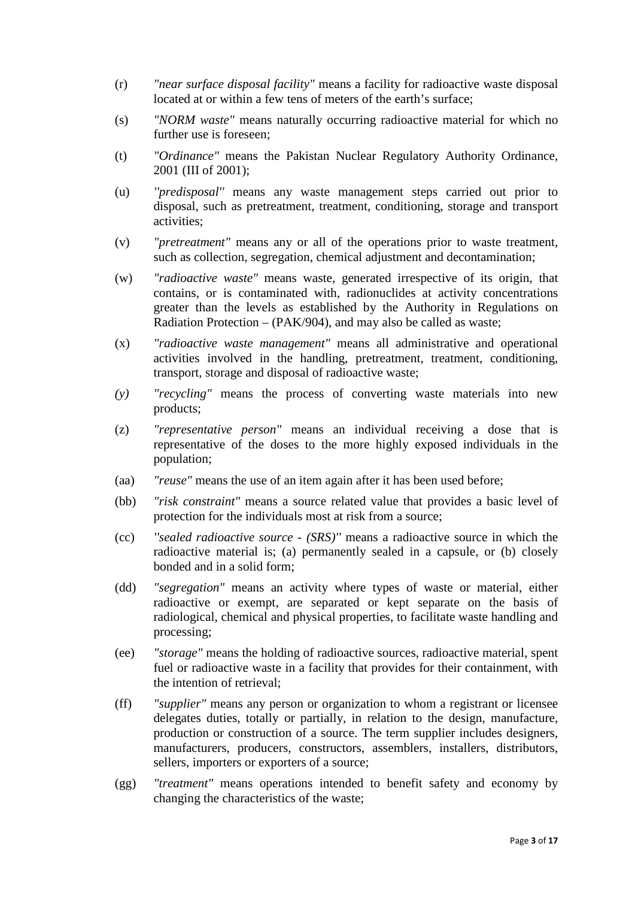(r) *"near surface disposal facility"* means a facility for radioactive waste disposal located at or within a few tens of meters of the earth's surface;

(s) *"NORM waste"* means naturally occurring radioactive material for which no further use is foreseen;

(t) *"Ordinance"* means the Pakistan Nuclear Regulatory Authority Ordinance, 2001 (III of 2001);

(u) *''predisposal''* means any waste management steps carried out prior to disposal, such as pretreatment, treatment, conditioning, storage and transport activities;

(v) *"pretreatment"* means any or all of the operations prior to waste treatment, such as collection, segregation, chemical adjustment and decontamination;

(w) *"radioactive waste"* means waste, generated irrespective of its origin, that contains, or is contaminated with, radionuclides at activity concentrations greater than the levels as established by the Authority in Regulations on Radiation Protection – (PAK/904), and may also be called as waste;

(x) *"radioactive waste management"* means all administrative and operational activities involved in the handling, pretreatment, treatment, conditioning, transport, storage and disposal of radioactive waste;

*(y)* *"recycling"* means the process of converting waste materials into new products;

(z) *"representative person"* means an individual receiving a dose that is representative of the doses to the more highly exposed individuals in the population;

(aa) *"reuse"* means the use of an item again after it has been used before;

(bb) *"risk constraint"* means a source related value that provides a basic level of protection for the individuals most at risk from a source;

(cc) *''sealed radioactive source - (SRS)''* means a radioactive source in which the radioactive material is; (a) permanently sealed in a capsule, or (b) closely bonded and in a solid form;

(dd) *"segregation"* means an activity where types of waste or material, either radioactive or exempt, are separated or kept separate on the basis of radiological, chemical and physical properties, to facilitate waste handling and processing;

(ee) *"storage"* means the holding of radioactive sources, radioactive material, spent fuel or radioactive waste in a facility that provides for their containment, with the intention of retrieval;

(ff) *"supplier"* means any person or organization to whom a registrant or licensee delegates duties, totally or partially, in relation to the design, manufacture, production or construction of a source. The term supplier includes designers, manufacturers, producers, constructors, assemblers, installers, distributors, sellers, importers or exporters of a source;

(gg) *"treatment"* means operations intended to benefit safety and economy by changing the characteristics of the waste;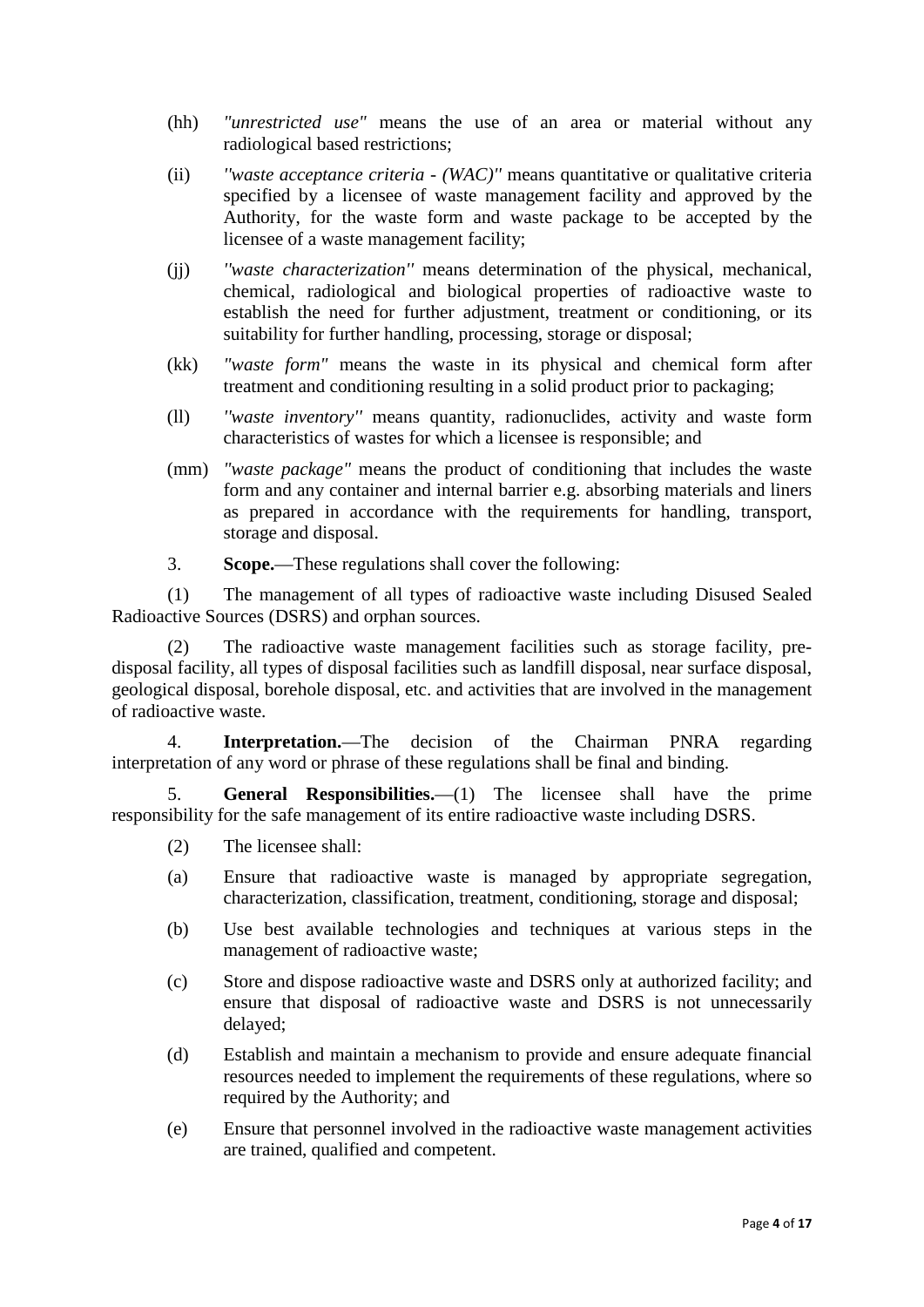(hh) *"unrestricted use"* means the use of an area or material without any radiological based restrictions;

(ii) *"waste acceptance criteria - (WAC)"* means quantitative or qualitative criteria specified by a licensee of waste management facility and approved by the Authority, for the waste form and waste package to be accepted by the licensee of a waste management facility;

(jj) *"waste characterization"* means determination of the physical, mechanical, chemical, radiological and biological properties of radioactive waste to establish the need for further adjustment, treatment or conditioning, or its suitability for further handling, processing, storage or disposal;

(kk) *"waste form"* means the waste in its physical and chemical form after treatment and conditioning resulting in a solid product prior to packaging;

(ll) *"waste inventory"* means quantity, radionuclides, activity and waste form characteristics of wastes for which a licensee is responsible; and

(mm) *"waste package"* means the product of conditioning that includes the waste form and any container and internal barrier e.g. absorbing materials and liners as prepared in accordance with the requirements for handling, transport, storage and disposal.

3. **Scope.**—These regulations shall cover the following:

(1) The management of all types of radioactive waste including Disused Sealed Radioactive Sources (DSRS) and orphan sources.

(2) The radioactive waste management facilities such as storage facility, pre-disposal facility, all types of disposal facilities such as landfill disposal, near surface disposal, geological disposal, borehole disposal, etc. and activities that are involved in the management of radioactive waste.

4. **Interpretation.**—The decision of the Chairman PNRA regarding interpretation of any word or phrase of these regulations shall be final and binding.

5. **General Responsibilities.**—(1) The licensee shall have the prime responsibility for the safe management of its entire radioactive waste including DSRS.

(2) The licensee shall:

(a) Ensure that radioactive waste is managed by appropriate segregation, characterization, classification, treatment, conditioning, storage and disposal;

(b) Use best available technologies and techniques at various steps in the management of radioactive waste;

(c) Store and dispose radioactive waste and DSRS only at authorized facility; and ensure that disposal of radioactive waste and DSRS is not unnecessarily delayed;

(d) Establish and maintain a mechanism to provide and ensure adequate financial resources needed to implement the requirements of these regulations, where so required by the Authority; and

(e) Ensure that personnel involved in the radioactive waste management activities are trained, qualified and competent.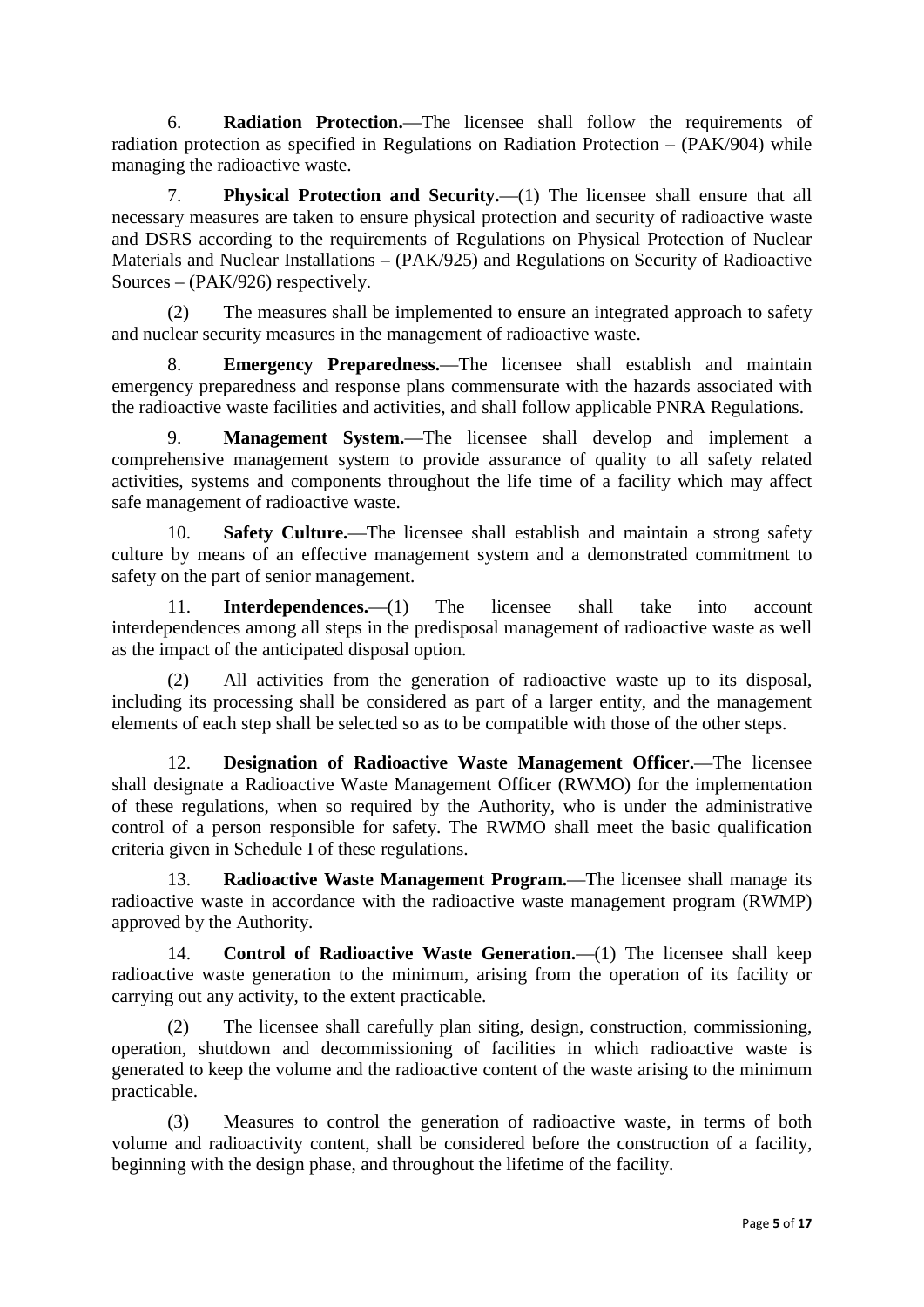6. **Radiation Protection.**—The licensee shall follow the requirements of radiation protection as specified in Regulations on Radiation Protection – (PAK/904) while managing the radioactive waste.

7. **Physical Protection and Security.**—(1) The licensee shall ensure that all necessary measures are taken to ensure physical protection and security of radioactive waste and DSRS according to the requirements of Regulations on Physical Protection of Nuclear Materials and Nuclear Installations – (PAK/925) and Regulations on Security of Radioactive Sources – (PAK/926) respectively.

(2) The measures shall be implemented to ensure an integrated approach to safety and nuclear security measures in the management of radioactive waste.

8. **Emergency Preparedness.**—The licensee shall establish and maintain emergency preparedness and response plans commensurate with the hazards associated with the radioactive waste facilities and activities, and shall follow applicable PNRA Regulations.

9. **Management System.**—The licensee shall develop and implement a comprehensive management system to provide assurance of quality to all safety related activities, systems and components throughout the life time of a facility which may affect safe management of radioactive waste.

10. **Safety Culture.**—The licensee shall establish and maintain a strong safety culture by means of an effective management system and a demonstrated commitment to safety on the part of senior management.

11. **Interdependences.**—(1) The licensee shall take into account interdependences among all steps in the predisposal management of radioactive waste as well as the impact of the anticipated disposal option.

(2) All activities from the generation of radioactive waste up to its disposal, including its processing shall be considered as part of a larger entity, and the management elements of each step shall be selected so as to be compatible with those of the other steps.

12. **Designation of Radioactive Waste Management Officer.**—The licensee shall designate a Radioactive Waste Management Officer (RWMO) for the implementation of these regulations, when so required by the Authority, who is under the administrative control of a person responsible for safety. The RWMO shall meet the basic qualification criteria given in Schedule I of these regulations.

13. **Radioactive Waste Management Program.**—The licensee shall manage its radioactive waste in accordance with the radioactive waste management program (RWMP) approved by the Authority.

14. **Control of Radioactive Waste Generation.**—(1) The licensee shall keep radioactive waste generation to the minimum, arising from the operation of its facility or carrying out any activity, to the extent practicable.

(2) The licensee shall carefully plan siting, design, construction, commissioning, operation, shutdown and decommissioning of facilities in which radioactive waste is generated to keep the volume and the radioactive content of the waste arising to the minimum practicable.

(3) Measures to control the generation of radioactive waste, in terms of both volume and radioactivity content, shall be considered before the construction of a facility, beginning with the design phase, and throughout the lifetime of the facility.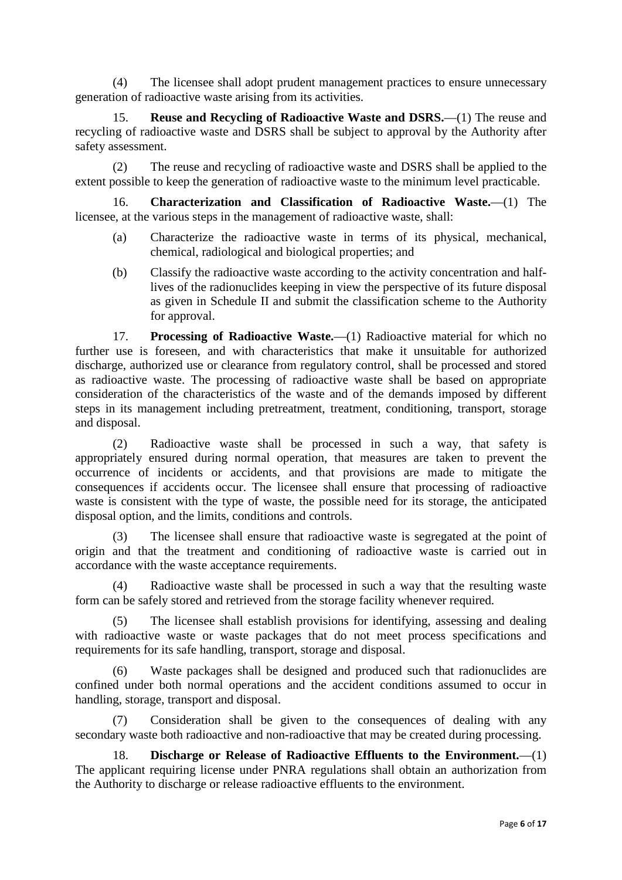(4) The licensee shall adopt prudent management practices to ensure unnecessary generation of radioactive waste arising from its activities.

15. **Reuse and Recycling of Radioactive Waste and DSRS.**—(1) The reuse and recycling of radioactive waste and DSRS shall be subject to approval by the Authority after safety assessment.

(2) The reuse and recycling of radioactive waste and DSRS shall be applied to the extent possible to keep the generation of radioactive waste to the minimum level practicable.

16. **Characterization and Classification of Radioactive Waste.**—(1) The licensee, at the various steps in the management of radioactive waste, shall:

(a) Characterize the radioactive waste in terms of its physical, mechanical, chemical, radiological and biological properties; and

(b) Classify the radioactive waste according to the activity concentration and half-lives of the radionuclides keeping in view the perspective of its future disposal as given in Schedule II and submit the classification scheme to the Authority for approval.

17. **Processing of Radioactive Waste.**—(1) Radioactive material for which no further use is foreseen, and with characteristics that make it unsuitable for authorized discharge, authorized use or clearance from regulatory control, shall be processed and stored as radioactive waste. The processing of radioactive waste shall be based on appropriate consideration of the characteristics of the waste and of the demands imposed by different steps in its management including pretreatment, treatment, conditioning, transport, storage and disposal.

(2) Radioactive waste shall be processed in such a way, that safety is appropriately ensured during normal operation, that measures are taken to prevent the occurrence of incidents or accidents, and that provisions are made to mitigate the consequences if accidents occur. The licensee shall ensure that processing of radioactive waste is consistent with the type of waste, the possible need for its storage, the anticipated disposal option, and the limits, conditions and controls.

(3) The licensee shall ensure that radioactive waste is segregated at the point of origin and that the treatment and conditioning of radioactive waste is carried out in accordance with the waste acceptance requirements.

(4) Radioactive waste shall be processed in such a way that the resulting waste form can be safely stored and retrieved from the storage facility whenever required.

(5) The licensee shall establish provisions for identifying, assessing and dealing with radioactive waste or waste packages that do not meet process specifications and requirements for its safe handling, transport, storage and disposal.

(6) Waste packages shall be designed and produced such that radionuclides are confined under both normal operations and the accident conditions assumed to occur in handling, storage, transport and disposal.

(7) Consideration shall be given to the consequences of dealing with any secondary waste both radioactive and non-radioactive that may be created during processing.

18. **Discharge or Release of Radioactive Effluents to the Environment.**—(1) The applicant requiring license under PNRA regulations shall obtain an authorization from the Authority to discharge or release radioactive effluents to the environment.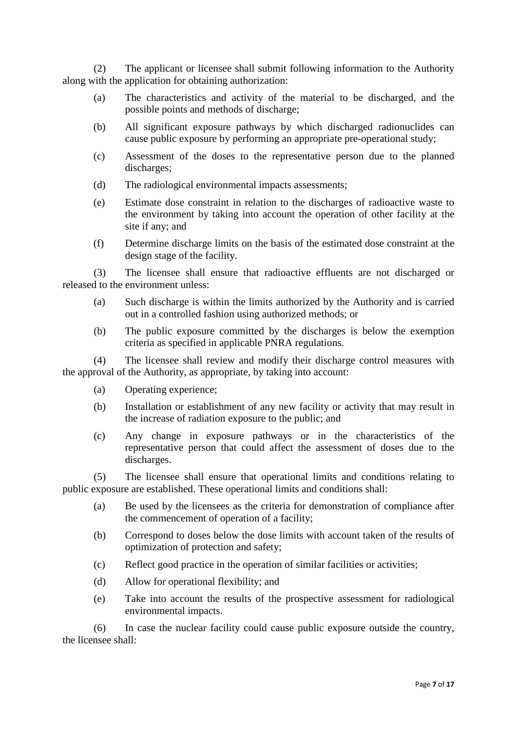(2) The applicant or licensee shall submit following information to the Authority along with the application for obtaining authorization:

- (a) The characteristics and activity of the material to be discharged, and the possible points and methods of discharge;
- (b) All significant exposure pathways by which discharged radionuclides can cause public exposure by performing an appropriate pre-operational study;
- (c) Assessment of the doses to the representative person due to the planned discharges;
- (d) The radiological environmental impacts assessments;
- (e) Estimate dose constraint in relation to the discharges of radioactive waste to the environment by taking into account the operation of other facility at the site if any; and
- (f) Determine discharge limits on the basis of the estimated dose constraint at the design stage of the facility.

(3) The licensee shall ensure that radioactive effluents are not discharged or released to the environment unless:

- (a) Such discharge is within the limits authorized by the Authority and is carried out in a controlled fashion using authorized methods; or
- (b) The public exposure committed by the discharges is below the exemption criteria as specified in applicable PNRA regulations.

(4) The licensee shall review and modify their discharge control measures with the approval of the Authority, as appropriate, by taking into account:

- (a) Operating experience;
- (b) Installation or establishment of any new facility or activity that may result in the increase of radiation exposure to the public; and
- (c) Any change in exposure pathways or in the characteristics of the representative person that could affect the assessment of doses due to the discharges.

(5) The licensee shall ensure that operational limits and conditions relating to public exposure are established. These operational limits and conditions shall:

- (a) Be used by the licensees as the criteria for demonstration of compliance after the commencement of operation of a facility;
- (b) Correspond to doses below the dose limits with account taken of the results of optimization of protection and safety;
- (c) Reflect good practice in the operation of similar facilities or activities;
- (d) Allow for operational flexibility; and
- (e) Take into account the results of the prospective assessment for radiological environmental impacts.

(6) In case the nuclear facility could cause public exposure outside the country, the licensee shall: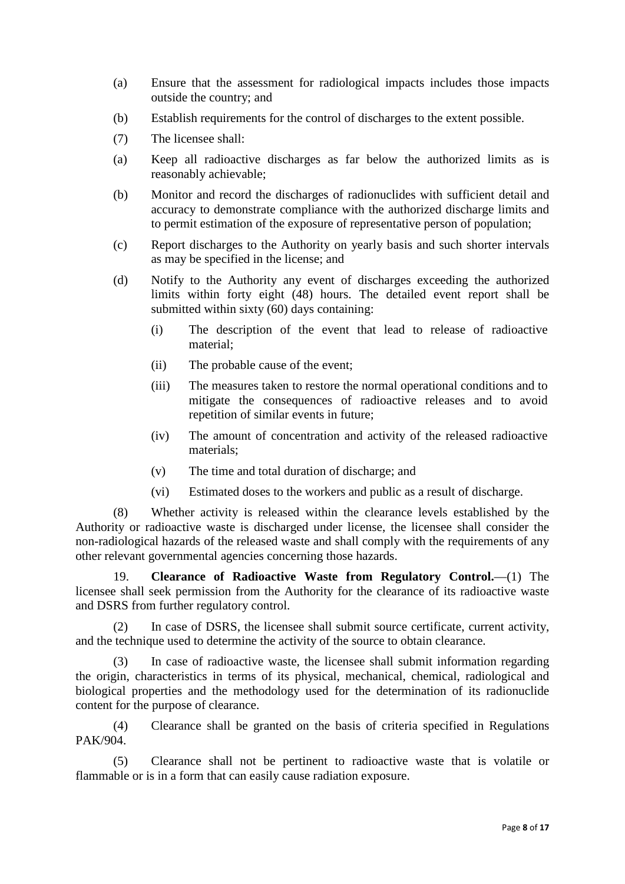(a) Ensure that the assessment for radiological impacts includes those impacts outside the country; and

(b) Establish requirements for the control of discharges to the extent possible.

(7) The licensee shall:

(a) Keep all radioactive discharges as far below the authorized limits as is reasonably achievable;

(b) Monitor and record the discharges of radionuclides with sufficient detail and accuracy to demonstrate compliance with the authorized discharge limits and to permit estimation of the exposure of representative person of population;

(c) Report discharges to the Authority on yearly basis and such shorter intervals as may be specified in the license; and

(d) Notify to the Authority any event of discharges exceeding the authorized limits within forty eight (48) hours. The detailed event report shall be submitted within sixty (60) days containing:

   (i) The description of the event that lead to release of radioactive material;

   (ii) The probable cause of the event;

   (iii) The measures taken to restore the normal operational conditions and to mitigate the consequences of radioactive releases and to avoid repetition of similar events in future;

   (iv) The amount of concentration and activity of the released radioactive materials;

   (v) The time and total duration of discharge; and

   (vi) Estimated doses to the workers and public as a result of discharge.

(8) Whether activity is released within the clearance levels established by the Authority or radioactive waste is discharged under license, the licensee shall consider the non-radiological hazards of the released waste and shall comply with the requirements of any other relevant governmental agencies concerning those hazards.

19. **Clearance of Radioactive Waste from Regulatory Control.**—(1) The licensee shall seek permission from the Authority for the clearance of its radioactive waste and DSRS from further regulatory control.

(2) In case of DSRS, the licensee shall submit source certificate, current activity, and the technique used to determine the activity of the source to obtain clearance.

(3) In case of radioactive waste, the licensee shall submit information regarding the origin, characteristics in terms of its physical, mechanical, chemical, radiological and biological properties and the methodology used for the determination of its radionuclide content for the purpose of clearance.

(4) Clearance shall be granted on the basis of criteria specified in Regulations PAK/904.

(5) Clearance shall not be pertinent to radioactive waste that is volatile or flammable or is in a form that can easily cause radiation exposure.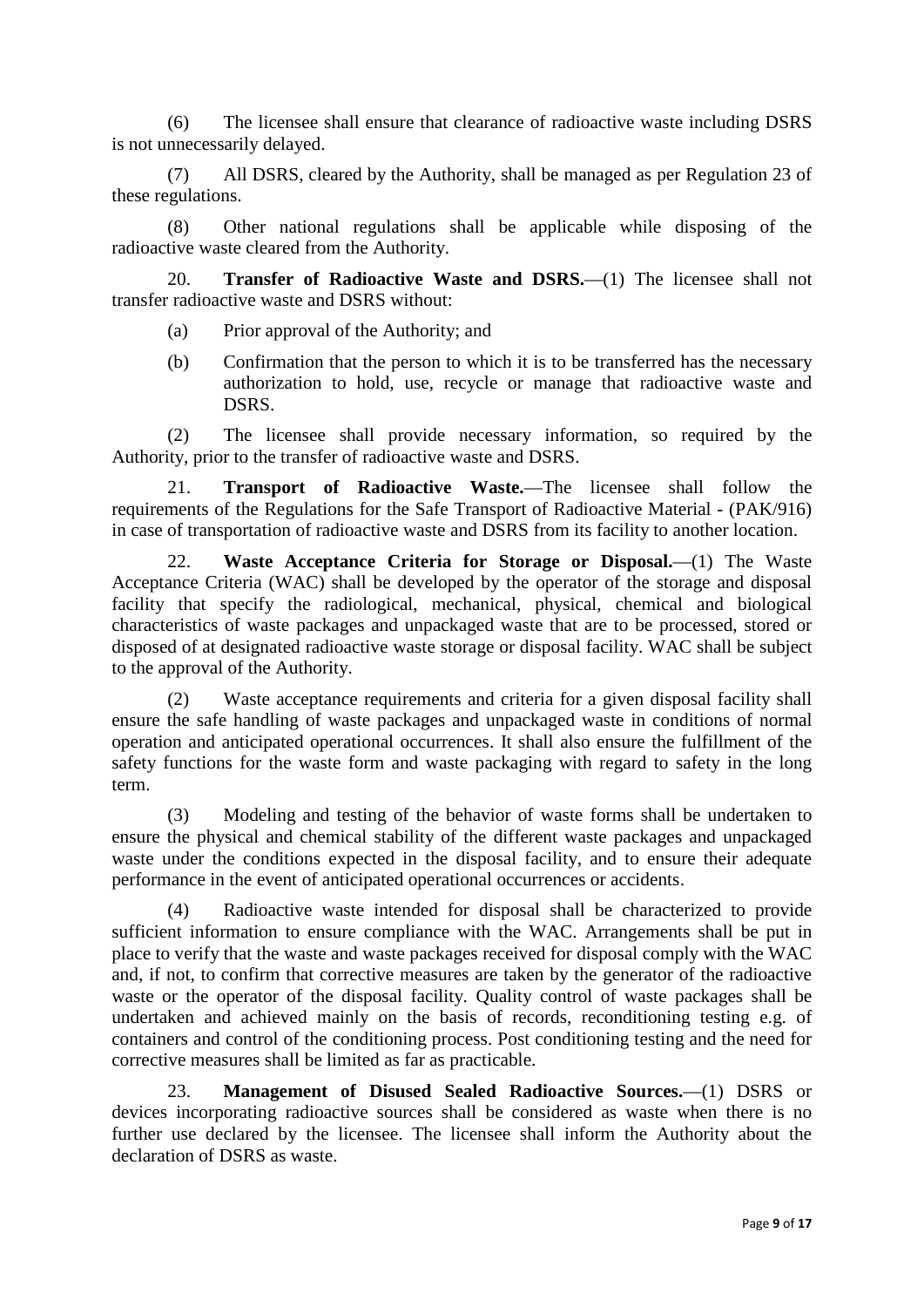(6) The licensee shall ensure that clearance of radioactive waste including DSRS is not unnecessarily delayed.

(7) All DSRS, cleared by the Authority, shall be managed as per Regulation 23 of these regulations.

(8) Other national regulations shall be applicable while disposing of the radioactive waste cleared from the Authority.

20. **Transfer of Radioactive Waste and DSRS.**—(1) The licensee shall not transfer radioactive waste and DSRS without:

(a) Prior approval of the Authority; and

(b) Confirmation that the person to which it is to be transferred has the necessary authorization to hold, use, recycle or manage that radioactive waste and DSRS.

(2) The licensee shall provide necessary information, so required by the Authority, prior to the transfer of radioactive waste and DSRS.

21. **Transport of Radioactive Waste.**—The licensee shall follow the requirements of the Regulations for the Safe Transport of Radioactive Material - (PAK/916) in case of transportation of radioactive waste and DSRS from its facility to another location.

22. **Waste Acceptance Criteria for Storage or Disposal.**—(1) The Waste Acceptance Criteria (WAC) shall be developed by the operator of the storage and disposal facility that specify the radiological, mechanical, physical, chemical and biological characteristics of waste packages and unpackaged waste that are to be processed, stored or disposed of at designated radioactive waste storage or disposal facility. WAC shall be subject to the approval of the Authority.

(2) Waste acceptance requirements and criteria for a given disposal facility shall ensure the safe handling of waste packages and unpackaged waste in conditions of normal operation and anticipated operational occurrences. It shall also ensure the fulfillment of the safety functions for the waste form and waste packaging with regard to safety in the long term.

(3) Modeling and testing of the behavior of waste forms shall be undertaken to ensure the physical and chemical stability of the different waste packages and unpackaged waste under the conditions expected in the disposal facility, and to ensure their adequate performance in the event of anticipated operational occurrences or accidents.

(4) Radioactive waste intended for disposal shall be characterized to provide sufficient information to ensure compliance with the WAC. Arrangements shall be put in place to verify that the waste and waste packages received for disposal comply with the WAC and, if not, to confirm that corrective measures are taken by the generator of the radioactive waste or the operator of the disposal facility. Quality control of waste packages shall be undertaken and achieved mainly on the basis of records, reconditioning testing e.g. of containers and control of the conditioning process. Post conditioning testing and the need for corrective measures shall be limited as far as practicable.

23. **Management of Disused Sealed Radioactive Sources.**—(1) DSRS or devices incorporating radioactive sources shall be considered as waste when there is no further use declared by the licensee. The licensee shall inform the Authority about the declaration of DSRS as waste.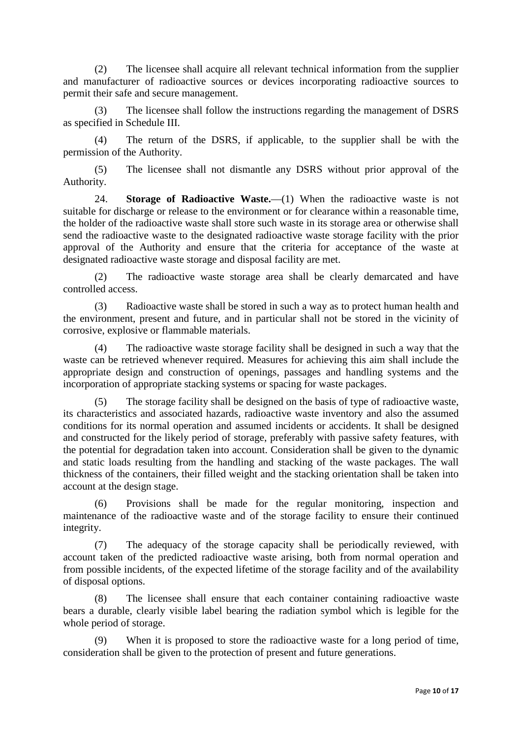(2) The licensee shall acquire all relevant technical information from the supplier and manufacturer of radioactive sources or devices incorporating radioactive sources to permit their safe and secure management.

(3) The licensee shall follow the instructions regarding the management of DSRS as specified in Schedule III.

(4) The return of the DSRS, if applicable, to the supplier shall be with the permission of the Authority.

(5) The licensee shall not dismantle any DSRS without prior approval of the Authority.

24. **Storage of Radioactive Waste.**—(1) When the radioactive waste is not suitable for discharge or release to the environment or for clearance within a reasonable time, the holder of the radioactive waste shall store such waste in its storage area or otherwise shall send the radioactive waste to the designated radioactive waste storage facility with the prior approval of the Authority and ensure that the criteria for acceptance of the waste at designated radioactive waste storage and disposal facility are met.

(2) The radioactive waste storage area shall be clearly demarcated and have controlled access.

(3) Radioactive waste shall be stored in such a way as to protect human health and the environment, present and future, and in particular shall not be stored in the vicinity of corrosive, explosive or flammable materials.

(4) The radioactive waste storage facility shall be designed in such a way that the waste can be retrieved whenever required. Measures for achieving this aim shall include the appropriate design and construction of openings, passages and handling systems and the incorporation of appropriate stacking systems or spacing for waste packages.

(5) The storage facility shall be designed on the basis of type of radioactive waste, its characteristics and associated hazards, radioactive waste inventory and also the assumed conditions for its normal operation and assumed incidents or accidents. It shall be designed and constructed for the likely period of storage, preferably with passive safety features, with the potential for degradation taken into account. Consideration shall be given to the dynamic and static loads resulting from the handling and stacking of the waste packages. The wall thickness of the containers, their filled weight and the stacking orientation shall be taken into account at the design stage.

(6) Provisions shall be made for the regular monitoring, inspection and maintenance of the radioactive waste and of the storage facility to ensure their continued integrity.

(7) The adequacy of the storage capacity shall be periodically reviewed, with account taken of the predicted radioactive waste arising, both from normal operation and from possible incidents, of the expected lifetime of the storage facility and of the availability of disposal options.

(8) The licensee shall ensure that each container containing radioactive waste bears a durable, clearly visible label bearing the radiation symbol which is legible for the whole period of storage.

(9) When it is proposed to store the radioactive waste for a long period of time, consideration shall be given to the protection of present and future generations.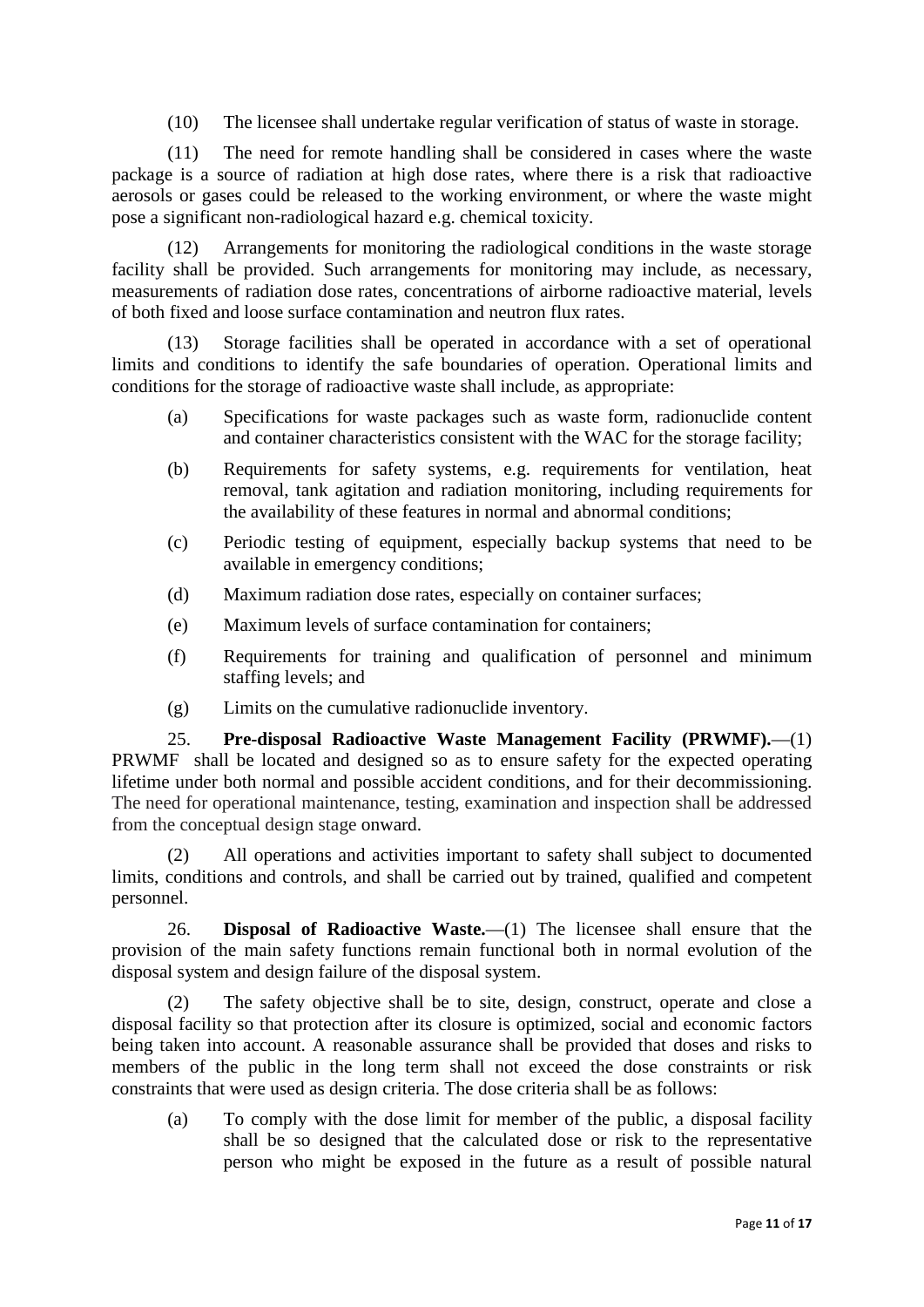(10) The licensee shall undertake regular verification of status of waste in storage.

(11) The need for remote handling shall be considered in cases where the waste package is a source of radiation at high dose rates, where there is a risk that radioactive aerosols or gases could be released to the working environment, or where the waste might pose a significant non-radiological hazard e.g. chemical toxicity.

(12) Arrangements for monitoring the radiological conditions in the waste storage facility shall be provided. Such arrangements for monitoring may include, as necessary, measurements of radiation dose rates, concentrations of airborne radioactive material, levels of both fixed and loose surface contamination and neutron flux rates.

(13) Storage facilities shall be operated in accordance with a set of operational limits and conditions to identify the safe boundaries of operation. Operational limits and conditions for the storage of radioactive waste shall include, as appropriate:

(a) Specifications for waste packages such as waste form, radionuclide content and container characteristics consistent with the WAC for the storage facility;

(b) Requirements for safety systems, e.g. requirements for ventilation, heat removal, tank agitation and radiation monitoring, including requirements for the availability of these features in normal and abnormal conditions;

(c) Periodic testing of equipment, especially backup systems that need to be available in emergency conditions;

(d) Maximum radiation dose rates, especially on container surfaces;

(e) Maximum levels of surface contamination for containers;

(f) Requirements for training and qualification of personnel and minimum staffing levels; and

(g) Limits on the cumulative radionuclide inventory.

25. **Pre-disposal Radioactive Waste Management Facility (PRWMF).**—(1) PRWMF shall be located and designed so as to ensure safety for the expected operating lifetime under both normal and possible accident conditions, and for their decommissioning. The need for operational maintenance, testing, examination and inspection shall be addressed from the conceptual design stage onward.

(2) All operations and activities important to safety shall subject to documented limits, conditions and controls, and shall be carried out by trained, qualified and competent personnel.

26. **Disposal of Radioactive Waste.**—(1) The licensee shall ensure that the provision of the main safety functions remain functional both in normal evolution of the disposal system and design failure of the disposal system.

(2) The safety objective shall be to site, design, construct, operate and close a disposal facility so that protection after its closure is optimized, social and economic factors being taken into account. A reasonable assurance shall be provided that doses and risks to members of the public in the long term shall not exceed the dose constraints or risk constraints that were used as design criteria. The dose criteria shall be as follows:

(a) To comply with the dose limit for member of the public, a disposal facility shall be so designed that the calculated dose or risk to the representative person who might be exposed in the future as a result of possible natural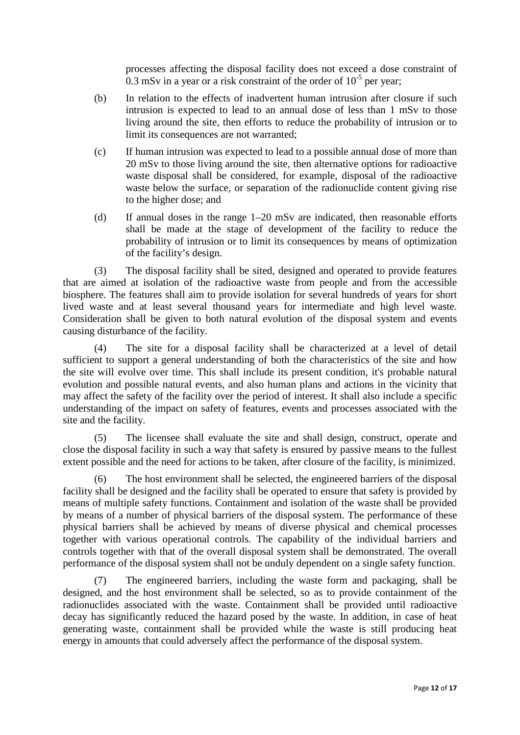processes affecting the disposal facility does not exceed a dose constraint of 0.3 mSv in a year or a risk constraint of the order of $10^{-5}$ per year;

(b) In relation to the effects of inadvertent human intrusion after closure if such intrusion is expected to lead to an annual dose of less than 1 mSv to those living around the site, then efforts to reduce the probability of intrusion or to limit its consequences are not warranted;

(c) If human intrusion was expected to lead to a possible annual dose of more than 20 mSv to those living around the site, then alternative options for radioactive waste disposal shall be considered, for example, disposal of the radioactive waste below the surface, or separation of the radionuclide content giving rise to the higher dose; and

(d) If annual doses in the range 1–20 mSv are indicated, then reasonable efforts shall be made at the stage of development of the facility to reduce the probability of intrusion or to limit its consequences by means of optimization of the facility's design.

(3) The disposal facility shall be sited, designed and operated to provide features that are aimed at isolation of the radioactive waste from people and from the accessible biosphere. The features shall aim to provide isolation for several hundreds of years for short lived waste and at least several thousand years for intermediate and high level waste. Consideration shall be given to both natural evolution of the disposal system and events causing disturbance of the facility.

(4) The site for a disposal facility shall be characterized at a level of detail sufficient to support a general understanding of both the characteristics of the site and how the site will evolve over time. This shall include its present condition, it's probable natural evolution and possible natural events, and also human plans and actions in the vicinity that may affect the safety of the facility over the period of interest. It shall also include a specific understanding of the impact on safety of features, events and processes associated with the site and the facility.

(5) The licensee shall evaluate the site and shall design, construct, operate and close the disposal facility in such a way that safety is ensured by passive means to the fullest extent possible and the need for actions to be taken, after closure of the facility, is minimized.

(6) The host environment shall be selected, the engineered barriers of the disposal facility shall be designed and the facility shall be operated to ensure that safety is provided by means of multiple safety functions. Containment and isolation of the waste shall be provided by means of a number of physical barriers of the disposal system. The performance of these physical barriers shall be achieved by means of diverse physical and chemical processes together with various operational controls. The capability of the individual barriers and controls together with that of the overall disposal system shall be demonstrated. The overall performance of the disposal system shall not be unduly dependent on a single safety function.

(7) The engineered barriers, including the waste form and packaging, shall be designed, and the host environment shall be selected, so as to provide containment of the radionuclides associated with the waste. Containment shall be provided until radioactive decay has significantly reduced the hazard posed by the waste. In addition, in case of heat generating waste, containment shall be provided while the waste is still producing heat energy in amounts that could adversely affect the performance of the disposal system.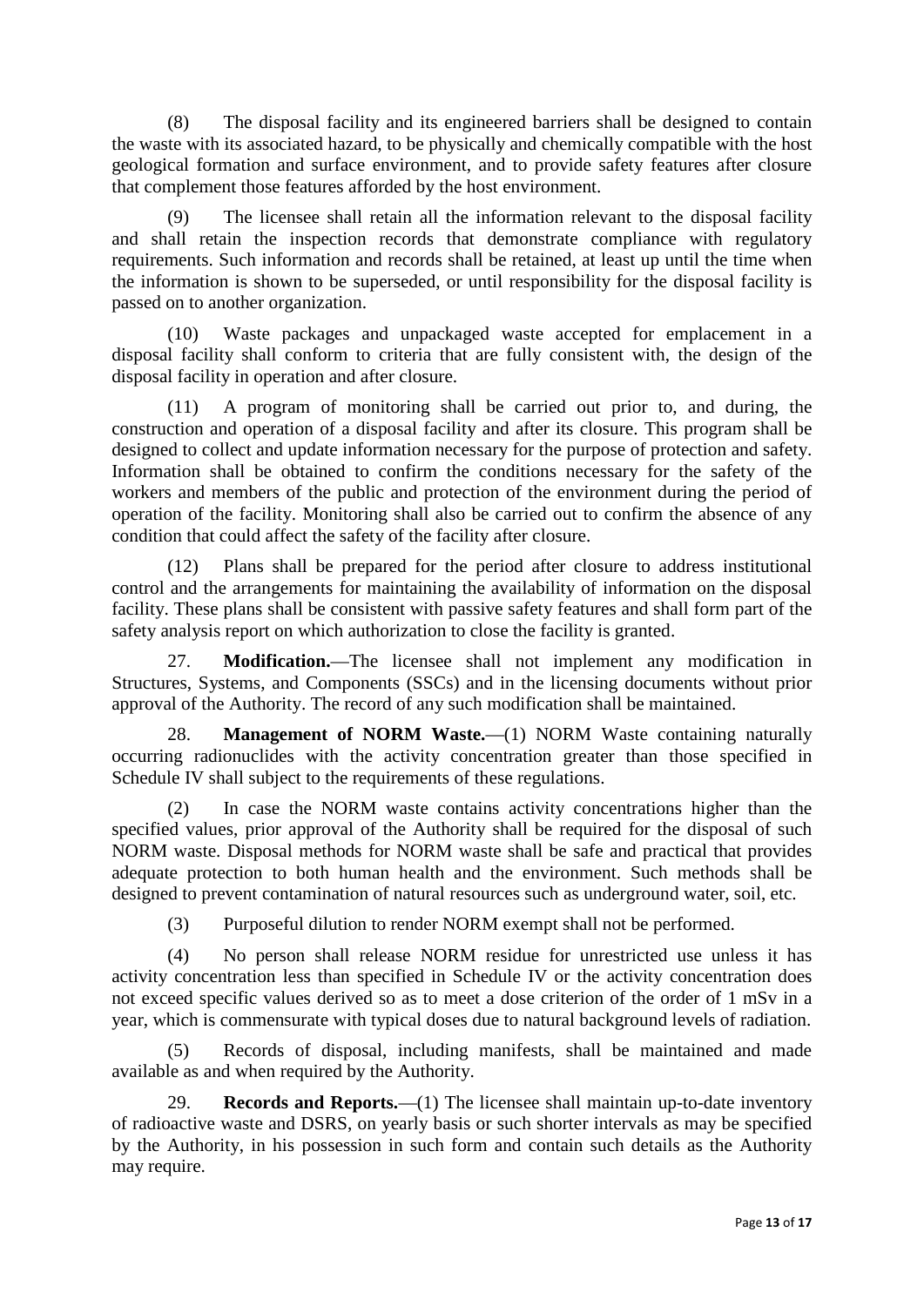(8) The disposal facility and its engineered barriers shall be designed to contain the waste with its associated hazard, to be physically and chemically compatible with the host geological formation and surface environment, and to provide safety features after closure that complement those features afforded by the host environment.

(9) The licensee shall retain all the information relevant to the disposal facility and shall retain the inspection records that demonstrate compliance with regulatory requirements. Such information and records shall be retained, at least up until the time when the information is shown to be superseded, or until responsibility for the disposal facility is passed on to another organization.

(10) Waste packages and unpackaged waste accepted for emplacement in a disposal facility shall conform to criteria that are fully consistent with, the design of the disposal facility in operation and after closure.

(11) A program of monitoring shall be carried out prior to, and during, the construction and operation of a disposal facility and after its closure. This program shall be designed to collect and update information necessary for the purpose of protection and safety. Information shall be obtained to confirm the conditions necessary for the safety of the workers and members of the public and protection of the environment during the period of operation of the facility. Monitoring shall also be carried out to confirm the absence of any condition that could affect the safety of the facility after closure.

(12) Plans shall be prepared for the period after closure to address institutional control and the arrangements for maintaining the availability of information on the disposal facility. These plans shall be consistent with passive safety features and shall form part of the safety analysis report on which authorization to close the facility is granted.

27. **Modification.**—The licensee shall not implement any modification in Structures, Systems, and Components (SSCs) and in the licensing documents without prior approval of the Authority. The record of any such modification shall be maintained.

28. **Management of NORM Waste.**—(1) NORM Waste containing naturally occurring radionuclides with the activity concentration greater than those specified in Schedule IV shall subject to the requirements of these regulations.

(2) In case the NORM waste contains activity concentrations higher than the specified values, prior approval of the Authority shall be required for the disposal of such NORM waste. Disposal methods for NORM waste shall be safe and practical that provides adequate protection to both human health and the environment. Such methods shall be designed to prevent contamination of natural resources such as underground water, soil, etc.

(3) Purposeful dilution to render NORM exempt shall not be performed.

(4) No person shall release NORM residue for unrestricted use unless it has activity concentration less than specified in Schedule IV or the activity concentration does not exceed specific values derived so as to meet a dose criterion of the order of 1 mSv in a year, which is commensurate with typical doses due to natural background levels of radiation.

(5) Records of disposal, including manifests, shall be maintained and made available as and when required by the Authority.

29. **Records and Reports.**—(1) The licensee shall maintain up-to-date inventory of radioactive waste and DSRS, on yearly basis or such shorter intervals as may be specified by the Authority, in his possession in such form and contain such details as the Authority may require.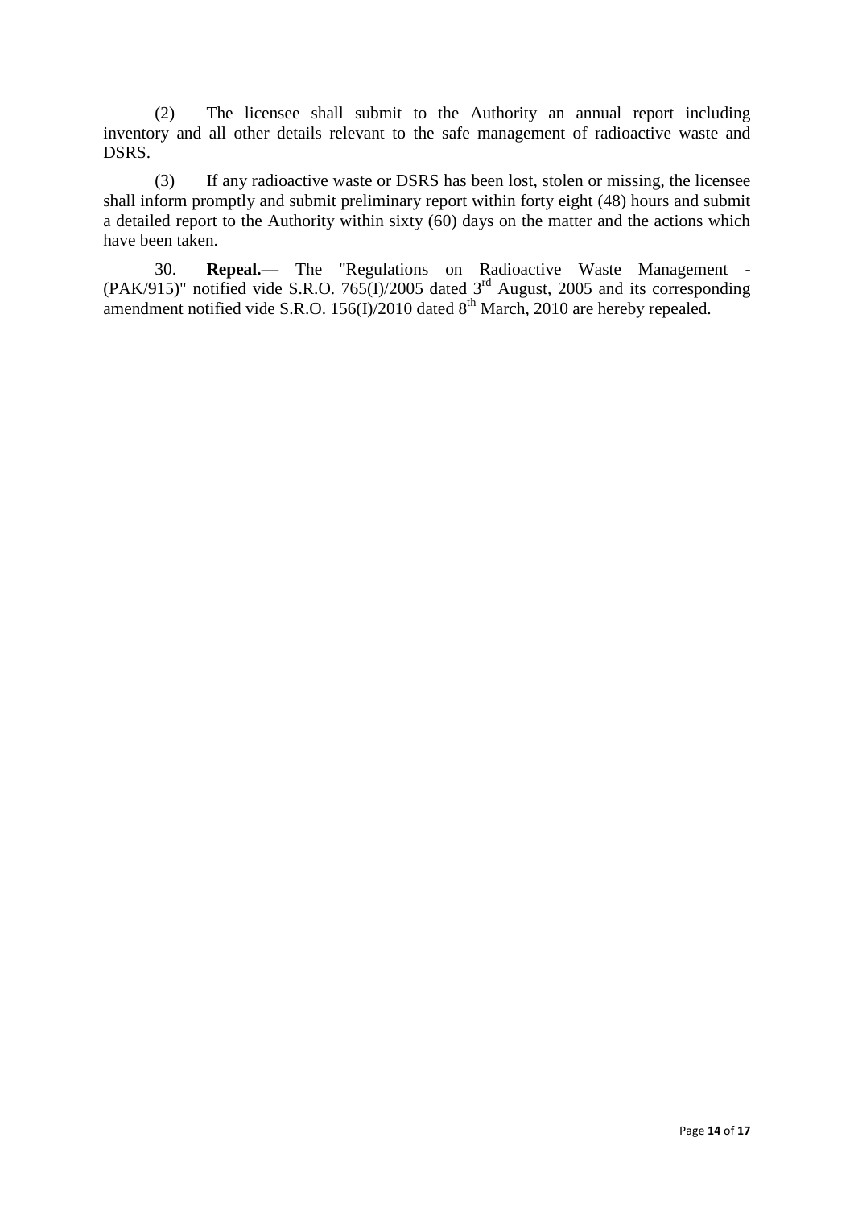(2) The licensee shall submit to the Authority an annual report including inventory and all other details relevant to the safe management of radioactive waste and DSRS.

(3) If any radioactive waste or DSRS has been lost, stolen or missing, the licensee shall inform promptly and submit preliminary report within forty eight (48) hours and submit a detailed report to the Authority within sixty (60) days on the matter and the actions which have been taken.

30. **Repeal.**— The "Regulations on Radioactive Waste Management - (PAK/915)" notified vide S.R.O. 765(I)/2005 dated 3rd August, 2005 and its corresponding amendment notified vide S.R.O. 156(I)/2010 dated 8th March, 2010 are hereby repealed.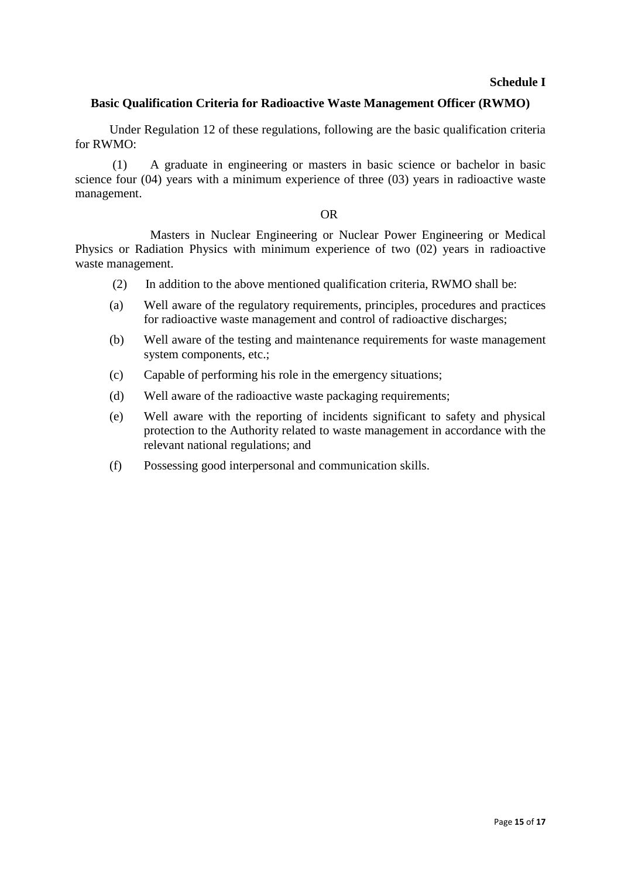**Schedule I**

## Basic Qualification Criteria for Radioactive Waste Management Officer (RWMO)

Under Regulation 12 of these regulations, following are the basic qualification criteria for RWMO:

(1) A graduate in engineering or masters in basic science or bachelor in basic science four (04) years with a minimum experience of three (03) years in radioactive waste management.

OR

Masters in Nuclear Engineering or Nuclear Power Engineering or Medical Physics or Radiation Physics with minimum experience of two (02) years in radioactive waste management.

(2) In addition to the above mentioned qualification criteria, RWMO shall be:

(a) Well aware of the regulatory requirements, principles, procedures and practices for radioactive waste management and control of radioactive discharges;

(b) Well aware of the testing and maintenance requirements for waste management system components, etc.;

(c) Capable of performing his role in the emergency situations;

(d) Well aware of the radioactive waste packaging requirements;

(e) Well aware with the reporting of incidents significant to safety and physical protection to the Authority related to waste management in accordance with the relevant national regulations; and

(f) Possessing good interpersonal and communication skills.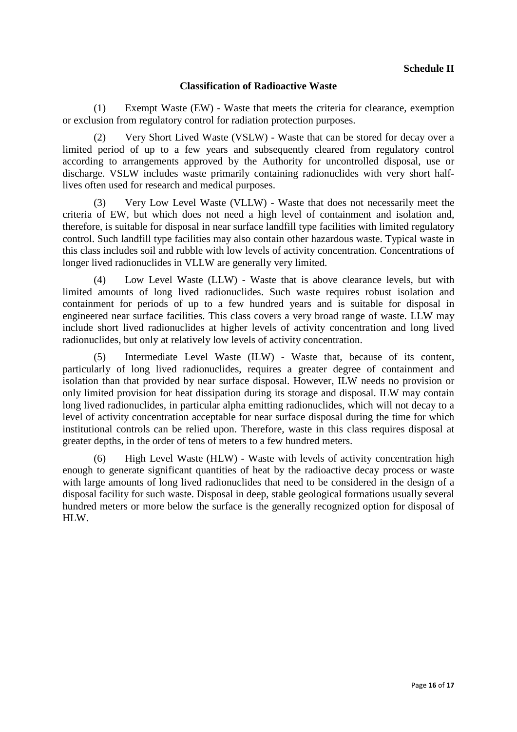**Schedule II**

## Classification of Radioactive Waste

(1) Exempt Waste (EW) - Waste that meets the criteria for clearance, exemption or exclusion from regulatory control for radiation protection purposes.

(2) Very Short Lived Waste (VSLW) - Waste that can be stored for decay over a limited period of up to a few years and subsequently cleared from regulatory control according to arrangements approved by the Authority for uncontrolled disposal, use or discharge. VSLW includes waste primarily containing radionuclides with very short half-lives often used for research and medical purposes.

(3) Very Low Level Waste (VLLW) - Waste that does not necessarily meet the criteria of EW, but which does not need a high level of containment and isolation and, therefore, is suitable for disposal in near surface landfill type facilities with limited regulatory control. Such landfill type facilities may also contain other hazardous waste. Typical waste in this class includes soil and rubble with low levels of activity concentration. Concentrations of longer lived radionuclides in VLLW are generally very limited.

(4) Low Level Waste (LLW) - Waste that is above clearance levels, but with limited amounts of long lived radionuclides. Such waste requires robust isolation and containment for periods of up to a few hundred years and is suitable for disposal in engineered near surface facilities. This class covers a very broad range of waste. LLW may include short lived radionuclides at higher levels of activity concentration and long lived radionuclides, but only at relatively low levels of activity concentration.

(5) Intermediate Level Waste (ILW) - Waste that, because of its content, particularly of long lived radionuclides, requires a greater degree of containment and isolation than that provided by near surface disposal. However, ILW needs no provision or only limited provision for heat dissipation during its storage and disposal. ILW may contain long lived radionuclides, in particular alpha emitting radionuclides, which will not decay to a level of activity concentration acceptable for near surface disposal during the time for which institutional controls can be relied upon. Therefore, waste in this class requires disposal at greater depths, in the order of tens of meters to a few hundred meters.

(6) High Level Waste (HLW) - Waste with levels of activity concentration high enough to generate significant quantities of heat by the radioactive decay process or waste with large amounts of long lived radionuclides that need to be considered in the design of a disposal facility for such waste. Disposal in deep, stable geological formations usually several hundred meters or more below the surface is the generally recognized option for disposal of HLW.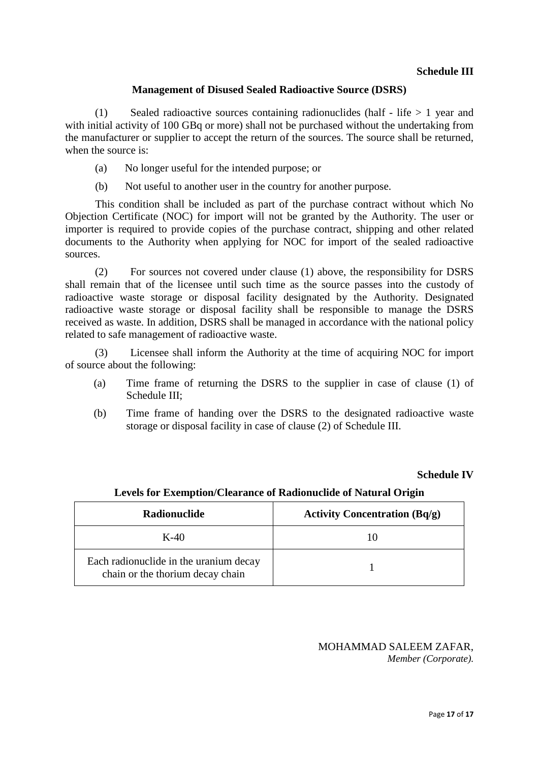**Schedule III**

## Management of Disused Sealed Radioactive Source (DSRS)

(1) Sealed radioactive sources containing radionuclides (half - life > 1 year and with initial activity of 100 GBq or more) shall not be purchased without the undertaking from the manufacturer or supplier to accept the return of the sources. The source shall be returned, when the source is:

(a) No longer useful for the intended purpose; or

(b) Not useful to another user in the country for another purpose.

This condition shall be included as part of the purchase contract without which No Objection Certificate (NOC) for import will not be granted by the Authority. The user or importer is required to provide copies of the purchase contract, shipping and other related documents to the Authority when applying for NOC for import of the sealed radioactive sources.

(2) For sources not covered under clause (1) above, the responsibility for DSRS shall remain that of the licensee until such time as the source passes into the custody of radioactive waste storage or disposal facility designated by the Authority. Designated radioactive waste storage or disposal facility shall be responsible to manage the DSRS received as waste. In addition, DSRS shall be managed in accordance with the national policy related to safe management of radioactive waste.

(3) Licensee shall inform the Authority at the time of acquiring NOC for import of source about the following:

(a) Time frame of returning the DSRS to the supplier in case of clause (1) of Schedule III;

(b) Time frame of handing over the DSRS to the designated radioactive waste storage or disposal facility in case of clause (2) of Schedule III.

**Schedule IV**

## Levels for Exemption/Clearance of Radionuclide of Natural Origin

| Radionuclide | Activity Concentration (Bq/g) |
|---|---|
| K-40 | 10 |
| Each radionuclide in the uranium decay chain or the thorium decay chain | 1 |

MOHAMMAD SALEEM ZAFAR,
*Member (Corporate).*